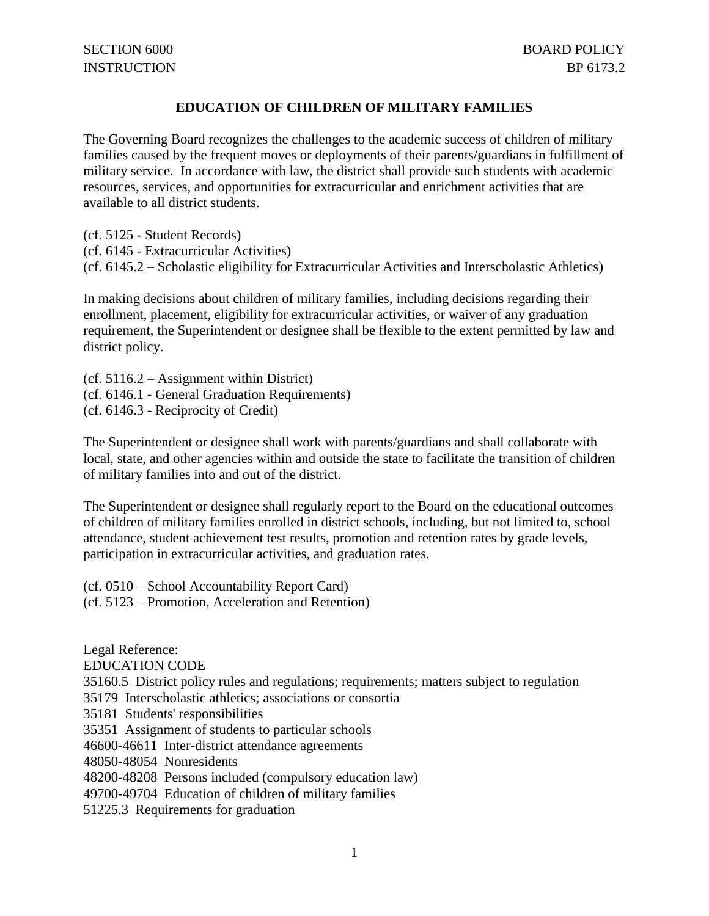SECTION 6000 BOARD POLICY
INSTRUCTION BP 6173.2

# EDUCATION OF CHILDREN OF MILITARY FAMILIES

The Governing Board recognizes the challenges to the academic success of children of military families caused by the frequent moves or deployments of their parents/guardians in fulfillment of military service. In accordance with law, the district shall provide such students with academic resources, services, and opportunities for extracurricular and enrichment activities that are available to all district students.

(cf. 5125 - Student Records)
(cf. 6145 - Extracurricular Activities)
(cf. 6145.2 – Scholastic eligibility for Extracurricular Activities and Interscholastic Athletics)

In making decisions about children of military families, including decisions regarding their enrollment, placement, eligibility for extracurricular activities, or waiver of any graduation requirement, the Superintendent or designee shall be flexible to the extent permitted by law and district policy.

(cf. 5116.2 – Assignment within District)
(cf. 6146.1 - General Graduation Requirements)
(cf. 6146.3 - Reciprocity of Credit)

The Superintendent or designee shall work with parents/guardians and shall collaborate with local, state, and other agencies within and outside the state to facilitate the transition of children of military families into and out of the district.

The Superintendent or designee shall regularly report to the Board on the educational outcomes of children of military families enrolled in district schools, including, but not limited to, school attendance, student achievement test results, promotion and retention rates by grade levels, participation in extracurricular activities, and graduation rates.

(cf. 0510 – School Accountability Report Card)
(cf. 5123 – Promotion, Acceleration and Retention)

Legal Reference:
EDUCATION CODE
35160.5 District policy rules and regulations; requirements; matters subject to regulation
35179 Interscholastic athletics; associations or consortia
35181 Students' responsibilities
35351 Assignment of students to particular schools
46600-46611 Inter-district attendance agreements
48050-48054 Nonresidents
48200-48208 Persons included (compulsory education law)
49700-49704 Education of children of military families
51225.3 Requirements for graduation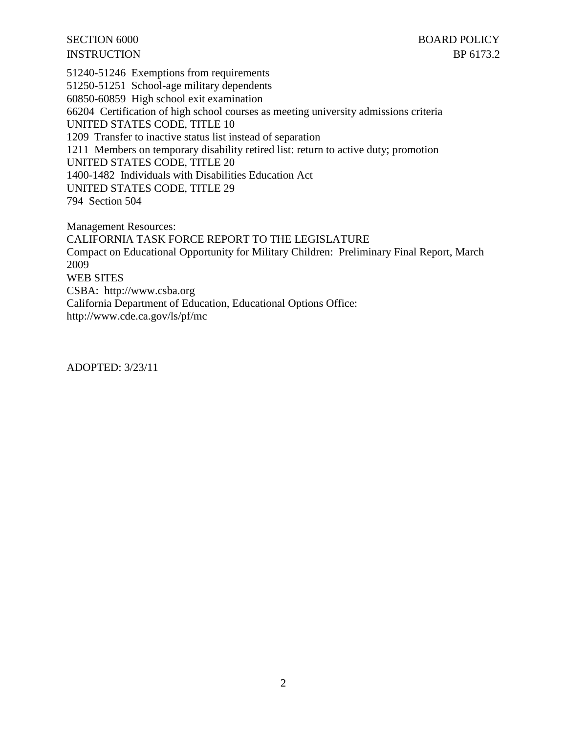51240-51246 Exemptions from requirements
51250-51251 School-age military dependents
60850-60859 High school exit examination
66204 Certification of high school courses as meeting university admissions criteria
UNITED STATES CODE, TITLE 10
1209 Transfer to inactive status list instead of separation
1211 Members on temporary disability retired list: return to active duty; promotion
UNITED STATES CODE, TITLE 20
1400-1482 Individuals with Disabilities Education Act
UNITED STATES CODE, TITLE 29
794 Section 504

Management Resources:
CALIFORNIA TASK FORCE REPORT TO THE LEGISLATURE
Compact on Educational Opportunity for Military Children: Preliminary Final Report, March 2009
WEB SITES
CSBA: http://www.csba.org
California Department of Education, Educational Options Office: http://www.cde.ca.gov/ls/pf/mc

ADOPTED: 3/23/11